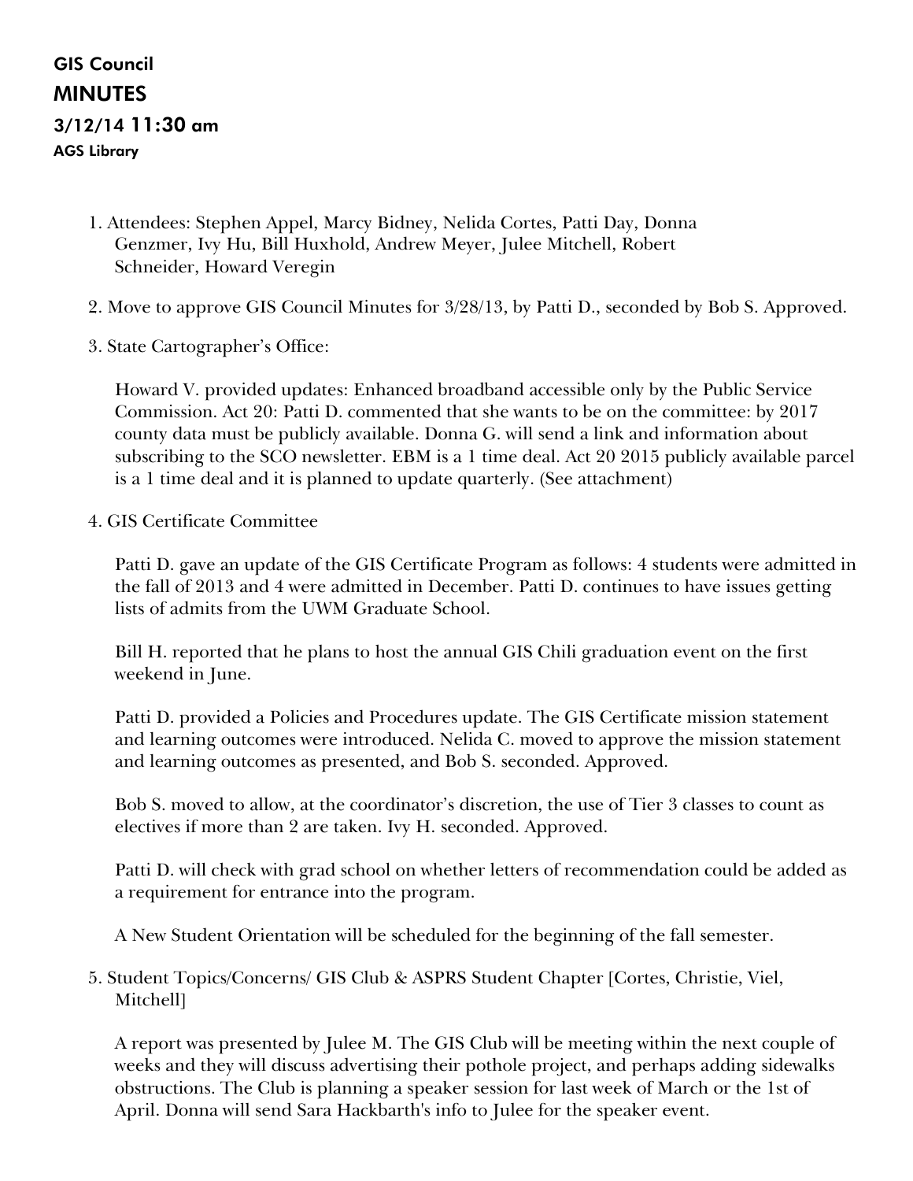# GIS Council
## MINUTES
### 3/12/14 11:30 am
**AGS Library**

1. Attendees: Stephen Appel, Marcy Bidney, Nelida Cortes, Patti Day, Donna Genzmer, Ivy Hu, Bill Huxhold, Andrew Meyer, Julee Mitchell, Robert Schneider, Howard Veregin

2. Move to approve GIS Council Minutes for 3/28/13, by Patti D., seconded by Bob S. Approved.

3. State Cartographer's Office:

   Howard V. provided updates: Enhanced broadband accessible only by the Public Service Commission. Act 20: Patti D. commented that she wants to be on the committee: by 2017 county data must be publicly available. Donna G. will send a link and information about subscribing to the SCO newsletter. EBM is a 1 time deal. Act 20 2015 publicly available parcel is a 1 time deal and it is planned to update quarterly. (See attachment)

4. GIS Certificate Committee

   Patti D. gave an update of the GIS Certificate Program as follows: 4 students were admitted in the fall of 2013 and 4 were admitted in December. Patti D. continues to have issues getting lists of admits from the UWM Graduate School.

   Bill H. reported that he plans to host the annual GIS Chili graduation event on the first weekend in June.

   Patti D. provided a Policies and Procedures update. The GIS Certificate mission statement and learning outcomes were introduced. Nelida C. moved to approve the mission statement and learning outcomes as presented, and Bob S. seconded. Approved.

   Bob S. moved to allow, at the coordinator's discretion, the use of Tier 3 classes to count as electives if more than 2 are taken. Ivy H. seconded. Approved.

   Patti D. will check with grad school on whether letters of recommendation could be added as a requirement for entrance into the program.

   A New Student Orientation will be scheduled for the beginning of the fall semester.

5. Student Topics/Concerns/ GIS Club & ASPRS Student Chapter [Cortes, Christie, Viel, Mitchell]

   A report was presented by Julee M. The GIS Club will be meeting within the next couple of weeks and they will discuss advertising their pothole project, and perhaps adding sidewalks obstructions. The Club is planning a speaker session for last week of March or the 1st of April. Donna will send Sara Hackbarth's info to Julee for the speaker event.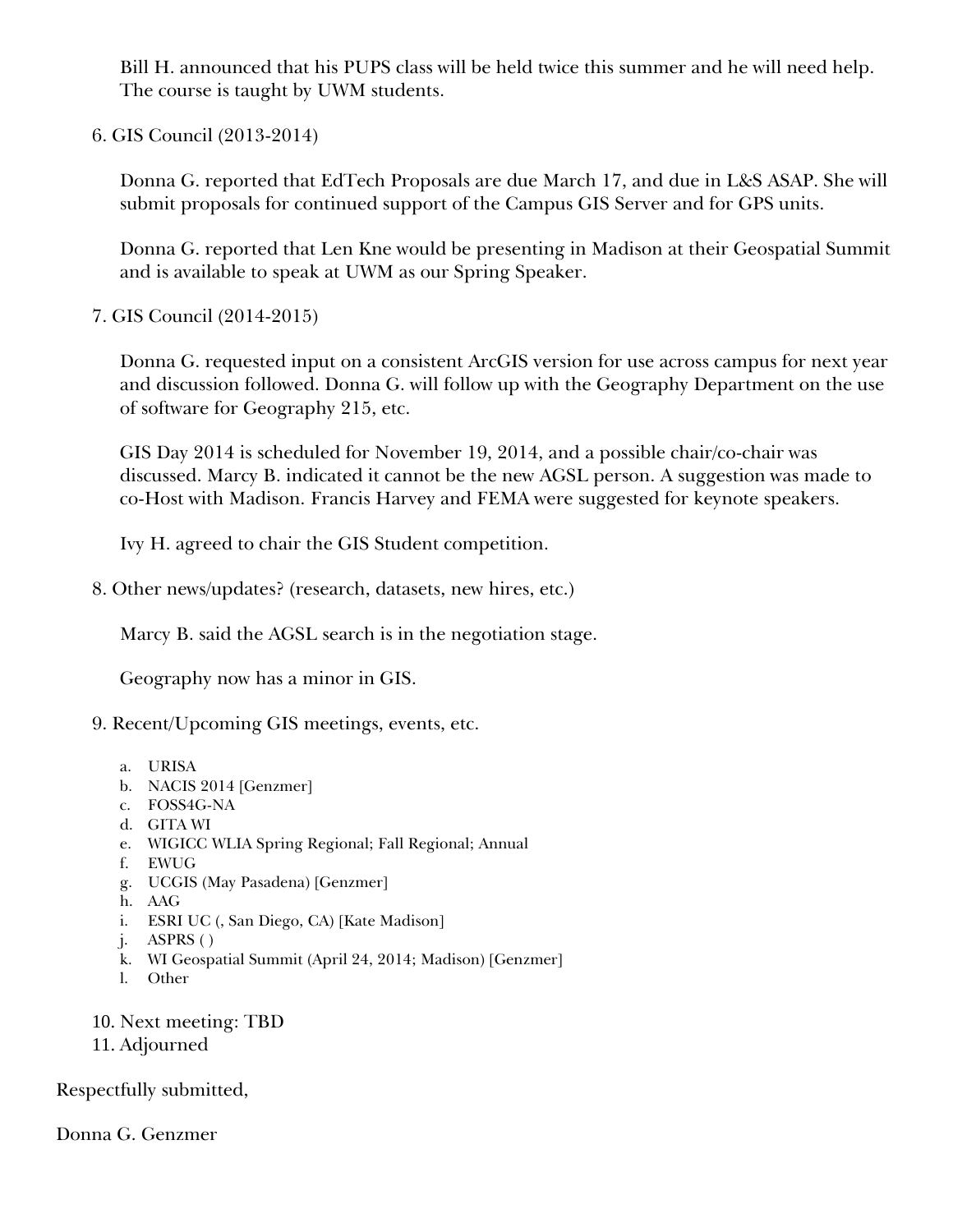Bill H. announced that his PUPS class will be held twice this summer and he will need help. The course is taught by UWM students.

6. GIS Council (2013-2014)

   Donna G. reported that EdTech Proposals are due March 17, and due in L&S ASAP. She will submit proposals for continued support of the Campus GIS Server and for GPS units.

   Donna G. reported that Len Kne would be presenting in Madison at their Geospatial Summit and is available to speak at UWM as our Spring Speaker.

7. GIS Council (2014-2015)

   Donna G. requested input on a consistent ArcGIS version for use across campus for next year and discussion followed. Donna G. will follow up with the Geography Department on the use of software for Geography 215, etc.

   GIS Day 2014 is scheduled for November 19, 2014, and a possible chair/co-chair was discussed. Marcy B. indicated it cannot be the new AGSL person. A suggestion was made to co-Host with Madison. Francis Harvey and FEMA were suggested for keynote speakers.

   Ivy H. agreed to chair the GIS Student competition.

8. Other news/updates? (research, datasets, new hires, etc.)

   Marcy B. said the AGSL search is in the negotiation stage.

   Geography now has a minor in GIS.

9. Recent/Upcoming GIS meetings, events, etc.

   a. URISA
   b. NACIS 2014 [Genzmer]
   c. FOSS4G-NA
   d. GITA WI
   e. WIGICC WLIA Spring Regional; Fall Regional; Annual
   f. EWUG
   g. UCGIS (May Pasadena) [Genzmer]
   h. AAG
   i. ESRI UC (, San Diego, CA) [Kate Madison]
   j. ASPRS ( )
   k. WI Geospatial Summit (April 24, 2014; Madison) [Genzmer]
   l. Other

10. Next meeting: TBD
11. Adjourned

Respectfully submitted,

Donna G. Genzmer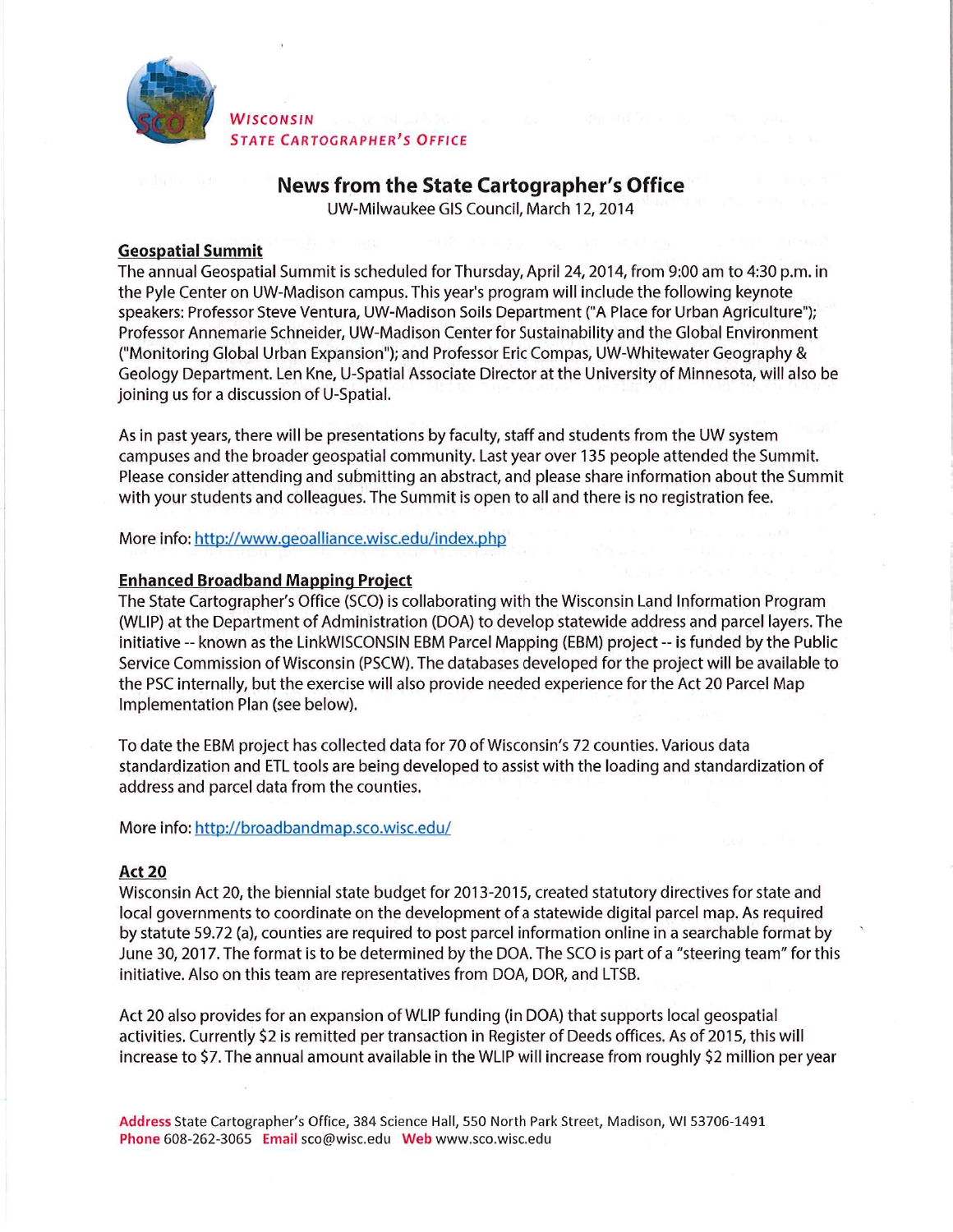WISCONSIN STATE CARTOGRAPHER'S OFFICE

# News from the State Cartographer's Office

UW-Milwaukee GIS Council, March 12, 2014

## Geospatial Summit

The annual Geospatial Summit is scheduled for Thursday, April 24, 2014, from 9:00 am to 4:30 p.m. in the Pyle Center on UW-Madison campus. This year's program will include the following keynote speakers: Professor Steve Ventura, UW-Madison Soils Department ("A Place for Urban Agriculture"); Professor Annemarie Schneider, UW-Madison Center for Sustainability and the Global Environment ("Monitoring Global Urban Expansion"); and Professor Eric Compas, UW-Whitewater Geography & Geology Department. Len Kne, U-Spatial Associate Director at the University of Minnesota, will also be joining us for a discussion of U-Spatial.

As in past years, there will be presentations by faculty, staff and students from the UW system campuses and the broader geospatial community. Last year over 135 people attended the Summit. Please consider attending and submitting an abstract, and please share information about the Summit with your students and colleagues. The Summit is open to all and there is no registration fee.

More info: http://www.geoalliance.wisc.edu/index.php

## Enhanced Broadband Mapping Project

The State Cartographer's Office (SCO) is collaborating with the Wisconsin Land Information Program (WLIP) at the Department of Administration (DOA) to develop statewide address and parcel layers. The initiative -- known as the LinkWISCONSIN EBM Parcel Mapping (EBM) project -- is funded by the Public Service Commission of Wisconsin (PSCW). The databases developed for the project will be available to the PSC internally, but the exercise will also provide needed experience for the Act 20 Parcel Map Implementation Plan (see below).

To date the EBM project has collected data for 70 of Wisconsin's 72 counties. Various data standardization and ETL tools are being developed to assist with the loading and standardization of address and parcel data from the counties.

More info: http://broadbandmap.sco.wisc.edu/

## Act 20

Wisconsin Act 20, the biennial state budget for 2013-2015, created statutory directives for state and local governments to coordinate on the development of a statewide digital parcel map. As required by statute 59.72 (a), counties are required to post parcel information online in a searchable format by June 30, 2017. The format is to be determined by the DOA. The SCO is part of a "steering team" for this initiative. Also on this team are representatives from DOA, DOR, and LTSB.

Act 20 also provides for an expansion of WLIP funding (in DOA) that supports local geospatial activities. Currently $2 is remitted per transaction in Register of Deeds offices. As of 2015, this will increase to $7. The annual amount available in the WLIP will increase from roughly $2 million per year

**Address** State Cartographer's Office, 384 Science Hall, 550 North Park Street, Madison, WI 53706-1491
**Phone** 608-262-3065 **Email** sco@wisc.edu **Web** www.sco.wisc.edu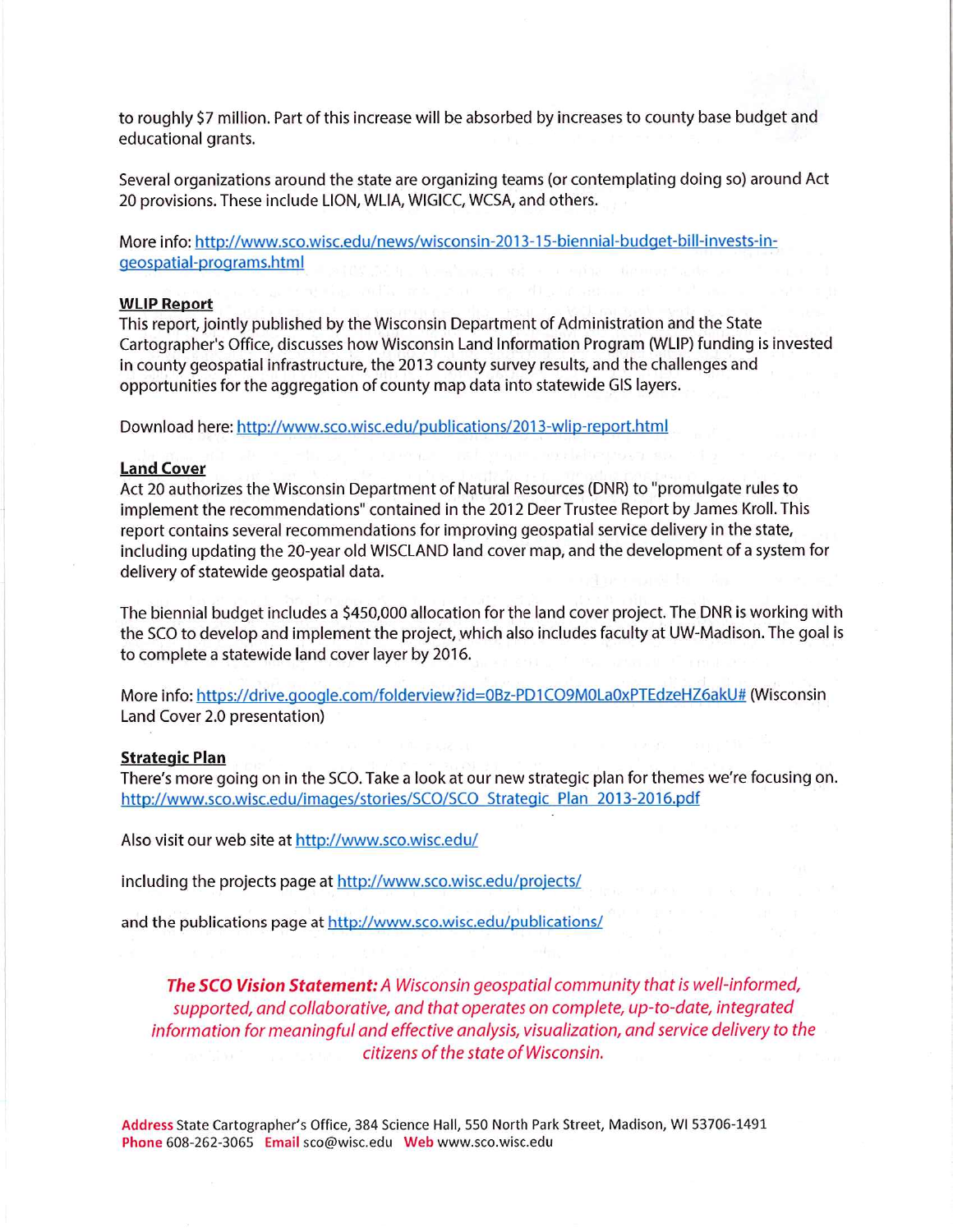to roughly $7 million. Part of this increase will be absorbed by increases to county base budget and educational grants.

Several organizations around the state are organizing teams (or contemplating doing so) around Act 20 provisions. These include LION, WLIA, WIGICC, WCSA, and others.

More info: http://www.sco.wisc.edu/news/wisconsin-2013-15-biennial-budget-bill-invests-in-geospatial-programs.html

**WLIP Report**

This report, jointly published by the Wisconsin Department of Administration and the State Cartographer's Office, discusses how Wisconsin Land Information Program (WLIP) funding is invested in county geospatial infrastructure, the 2013 county survey results, and the challenges and opportunities for the aggregation of county map data into statewide GIS layers.

Download here: http://www.sco.wisc.edu/publications/2013-wlip-report.html

**Land Cover**

Act 20 authorizes the Wisconsin Department of Natural Resources (DNR) to "promulgate rules to implement the recommendations" contained in the 2012 Deer Trustee Report by James Kroll. This report contains several recommendations for improving geospatial service delivery in the state, including updating the 20-year old WISCLAND land cover map, and the development of a system for delivery of statewide geospatial data.

The biennial budget includes a $450,000 allocation for the land cover project. The DNR is working with the SCO to develop and implement the project, which also includes faculty at UW-Madison. The goal is to complete a statewide land cover layer by 2016.

More info: https://drive.google.com/folderview?id=0Bz-PD1CO9M0La0xPTEdzeHZ6akU# (Wisconsin Land Cover 2.0 presentation)

**Strategic Plan**

There's more going on in the SCO. Take a look at our new strategic plan for themes we're focusing on. http://www.sco.wisc.edu/images/stories/SCO/SCO_Strategic_Plan_2013-2016.pdf

Also visit our web site at http://www.sco.wisc.edu/

including the projects page at http://www.sco.wisc.edu/projects/

and the publications page at http://www.sco.wisc.edu/publications/

***The SCO Vision Statement:*** *A Wisconsin geospatial community that is well-informed, supported, and collaborative, and that operates on complete, up-to-date, integrated information for meaningful and effective analysis, visualization, and service delivery to the citizens of the state of Wisconsin.*

**Address** State Cartographer's Office, 384 Science Hall, 550 North Park Street, Madison, WI 53706-1491
**Phone** 608-262-3065 **Email** sco@wisc.edu **Web** www.sco.wisc.edu